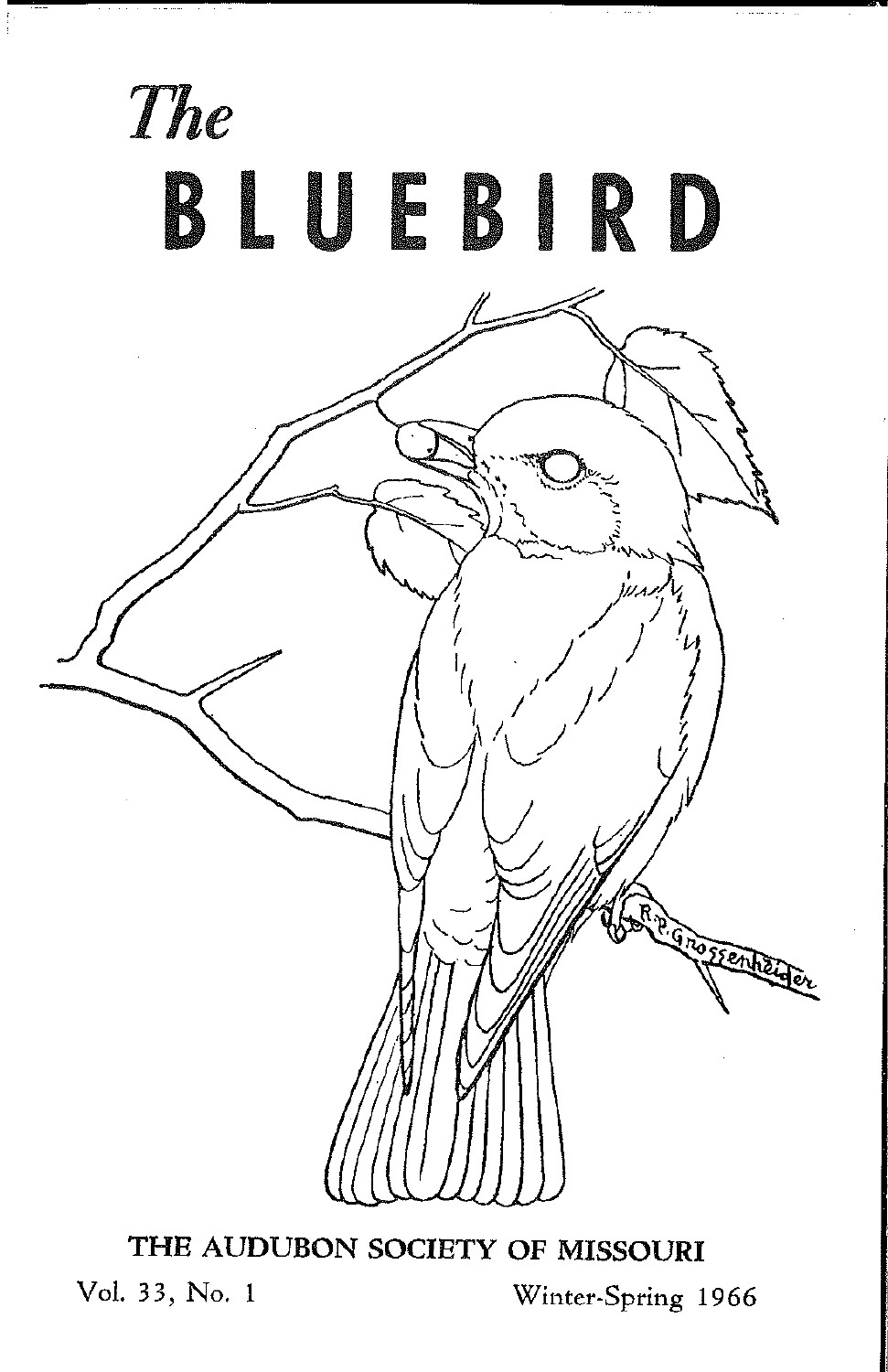*The*

# BLUEBIRD

THE AUDUBON SOCIETY OF MISSOURI

Vol. 33, No. 1 Winter-Spring 1966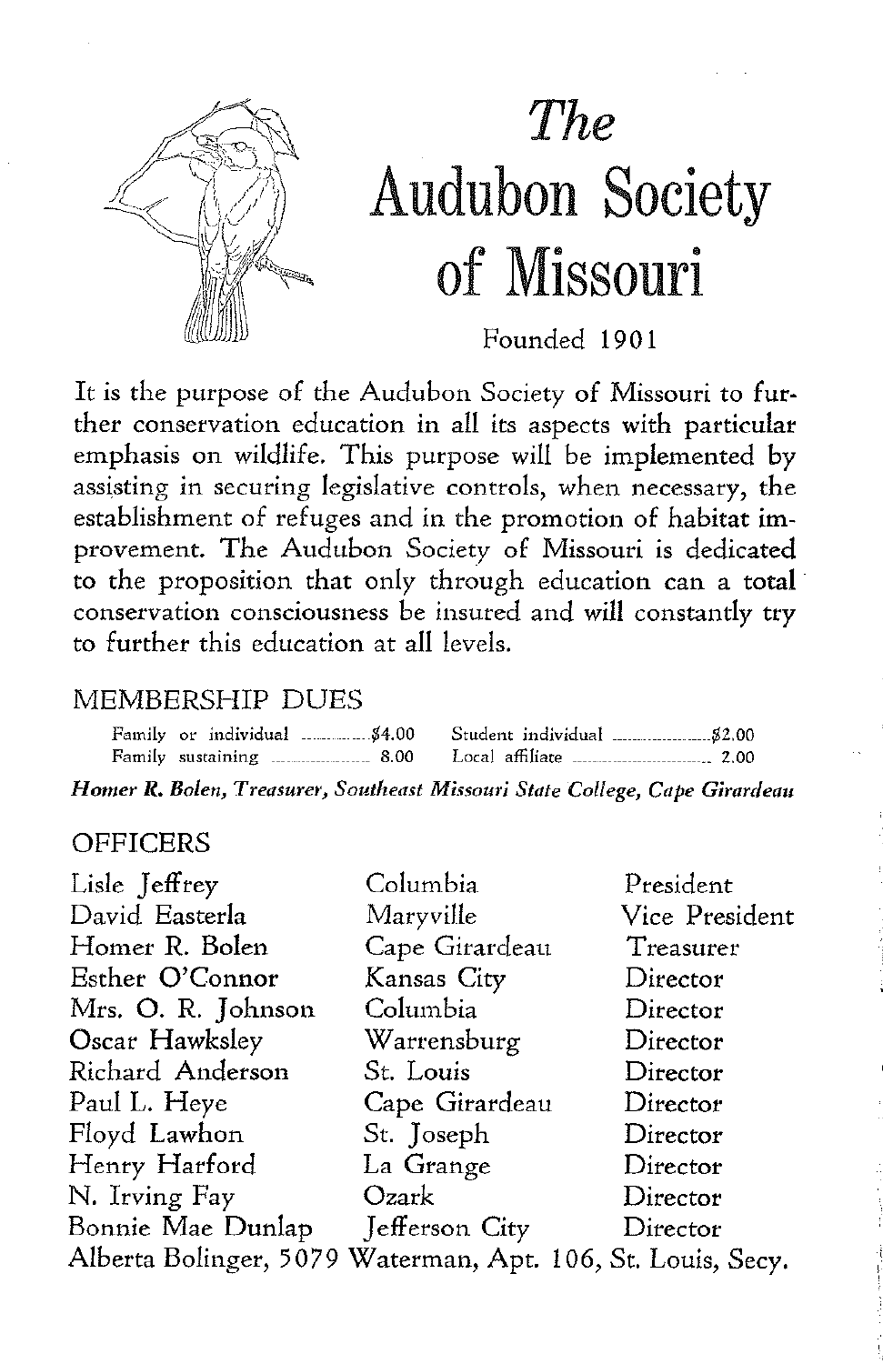# *The* Audubon Society of Missouri

Founded 1901

It is the purpose of the Audubon Society of Missouri to further conservation education in all its aspects with particular emphasis on wildlife. This purpose will be implemented by assisting in securing legislative controls, when necessary, the establishment of refuges and in the promotion of habitat improvement. The Audubon Society of Missouri is dedicated to the proposition that only through education can a total conservation consciousness be insured and will constantly try to further this education at all levels.

## MEMBERSHIP DUES

| | | | |
|---|---|---|---|
| Family or individual | $4.00 | Student individual | $2.00 |
| Family sustaining | 8.00 | Local affiliate | 2.00 |

***Homer R. Bolen, Treasurer, Southeast Missouri State College, Cape Girardeau***

## OFFICERS

| | | |
|---|---|---|
| Lisle Jeffrey | Columbia | President |
| David Easterla | Maryville | Vice President |
| Homer R. Bolen | Cape Girardeau | Treasurer |
| Esther O'Connor | Kansas City | Director |
| Mrs. O. R. Johnson | Columbia | Director |
| Oscar Hawksley | Warrensburg | Director |
| Richard Anderson | St. Louis | Director |
| Paul L. Heye | Cape Girardeau | Director |
| Floyd Lawhon | St. Joseph | Director |
| Henry Harford | La Grange | Director |
| N. Irving Fay | Ozark | Director |
| Bonnie Mae Dunlap | Jefferson City | Director |

Alberta Bolinger, 5079 Waterman, Apt. 106, St. Louis, Secy.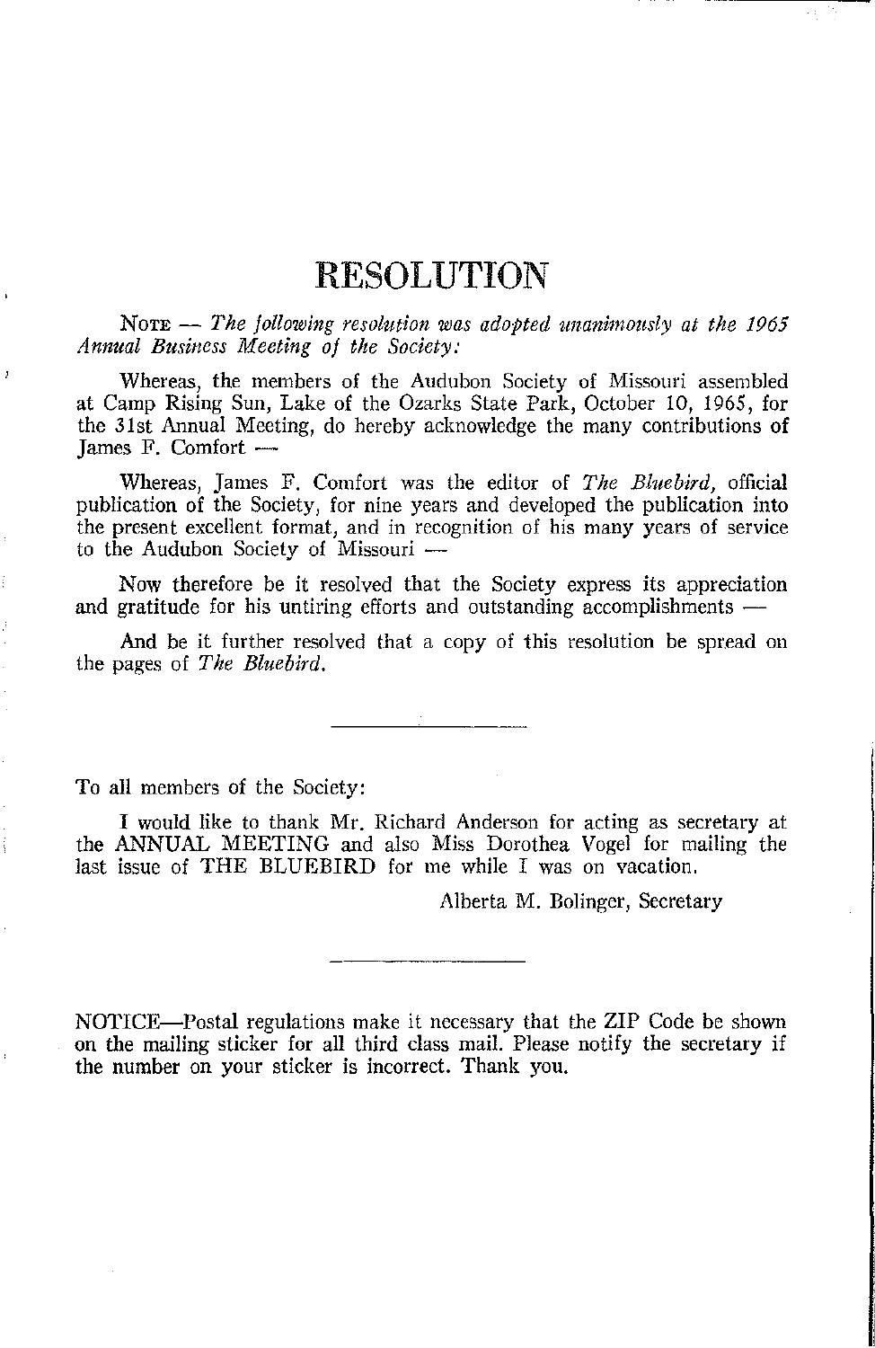# RESOLUTION

NOTE — *The following resolution was adopted unanimously at the 1965 Annual Business Meeting of the Society:*

Whereas, the members of the Audubon Society of Missouri assembled at Camp Rising Sun, Lake of the Ozarks State Park, October 10, 1965, for the 31st Annual Meeting, do hereby acknowledge the many contributions of James F. Comfort —

Whereas, James F. Comfort was the editor of *The Bluebird,* official publication of the Society, for nine years and developed the publication into the present excellent format, and in recognition of his many years of service to the Audubon Society of Missouri —

Now therefore be it resolved that the Society express its appreciation and gratitude for his untiring efforts and outstanding accomplishments —

And be it further resolved that a copy of this resolution be spread on the pages of *The Bluebird.*

---

To all members of the Society:

I would like to thank Mr. Richard Anderson for acting as secretary at the ANNUAL MEETING and also Miss Dorothea Vogel for mailing the last issue of THE BLUEBIRD for me while I was on vacation.

Alberta M. Bolinger, Secretary

---

NOTICE—Postal regulations make it necessary that the ZIP Code be shown on the mailing sticker for all third class mail. Please notify the secretary if the number on your sticker is incorrect. Thank you.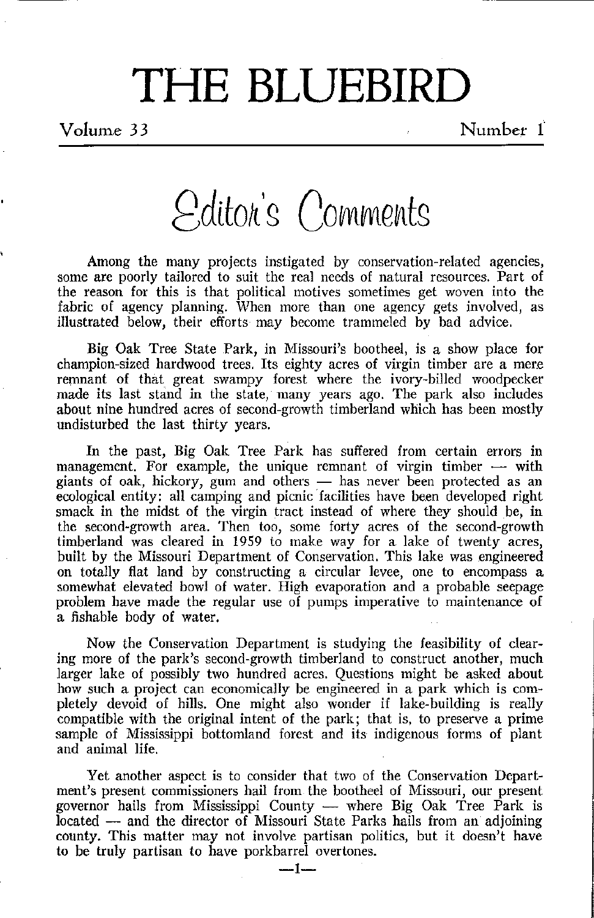# THE BLUEBIRD

Volume 33 Number 1

## Editor's Comments

Among the many projects instigated by conservation-related agencies, some are poorly tailored to suit the real needs of natural resources. Part of the reason for this is that political motives sometimes get woven into the fabric of agency planning. When more than one agency gets involved, as illustrated below, their efforts may become trammeled by bad advice.

Big Oak Tree State Park, in Missouri's bootheel, is a show place for champion-sized hardwood trees. Its eighty acres of virgin timber are a mere remnant of that great swampy forest where the ivory-billed woodpecker made its last stand in the state, many years ago. The park also includes about nine hundred acres of second-growth timberland which has been mostly undisturbed the last thirty years.

In the past, Big Oak Tree Park has suffered from certain errors in management. For example, the unique remnant of virgin timber — with giants of oak, hickory, gum and others — has never been protected as an ecological entity: all camping and picnic facilities have been developed right smack in the midst of the virgin tract instead of where they should be, in the second-growth area. Then too, some forty acres of the second-growth timberland was cleared in 1959 to make way for a lake of twenty acres, built by the Missouri Department of Conservation. This lake was engineered on totally flat land by constructing a circular levee, one to encompass a somewhat elevated bowl of water. High evaporation and a probable seepage problem have made the regular use of pumps imperative to maintenance of a fishable body of water.

Now the Conservation Department is studying the feasibility of clearing more of the park's second-growth timberland to construct another, much larger lake of possibly two hundred acres. Questions might be asked about how such a project can economically be engineered in a park which is completely devoid of hills. One might also wonder if lake-building is really compatible with the original intent of the park; that is, to preserve a prime sample of Mississippi bottomland forest and its indigenous forms of plant and animal life.

Yet another aspect is to consider that two of the Conservation Department's present commissioners hail from the bootheel of Missouri, our present governor hails from Mississippi County — where Big Oak Tree Park is located — and the director of Missouri State Parks hails from an adjoining county. This matter may not involve partisan politics, but it doesn't have to be truly partisan to have porkbarrel overtones.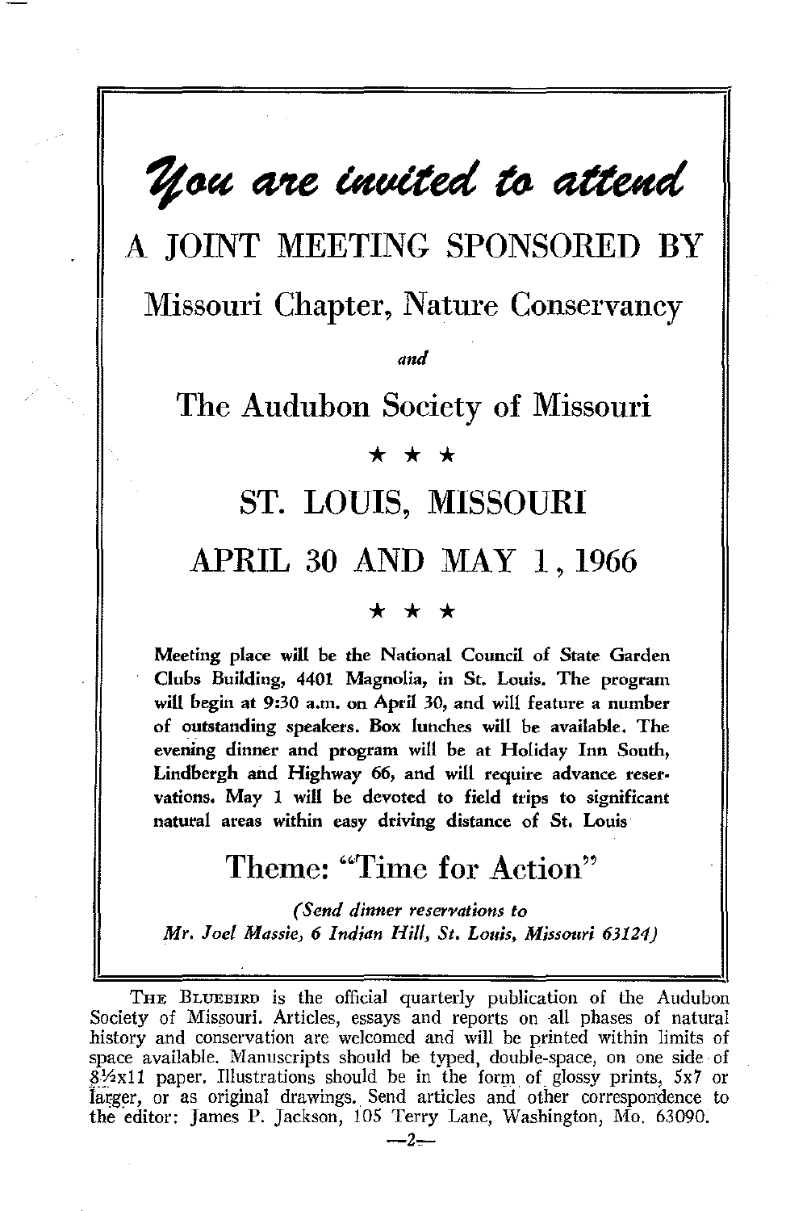# *You are invited to attend*

## A JOINT MEETING SPONSORED BY

## Missouri Chapter, Nature Conservancy

*and*

## The Audubon Society of Missouri

★ ★ ★

## ST. LOUIS, MISSOURI

## APRIL 30 AND MAY 1, 1966

★ ★ ★

**Meeting place will be the National Council of State Garden Clubs Building, 4401 Magnolia, in St. Louis. The program will begin at 9:30 a.m. on April 30, and will feature a number of outstanding speakers. Box lunches will be available. The evening dinner and program will be at Holiday Inn South, Lindbergh and Highway 66, and will require advance reservations. May 1 will be devoted to field trips to significant natural areas within easy driving distance of St. Louis**

## Theme: "Time for Action"

*(Send dinner reservations to Mr. Joel Massie, 6 Indian Hill, St. Louis, Missouri 63124)*

THE BLUEBIRD is the official quarterly publication of the Audubon Society of Missouri. Articles, essays and reports on all phases of natural history and conservation are welcomed and will be printed within limits of space available. Manuscripts should be typed, double-space, on one side of 8½x11 paper. Illustrations should be in the form of glossy prints, 5x7 or larger, or as original drawings. Send articles and other correspondence to the editor: James P. Jackson, 105 Terry Lane, Washington, Mo. 63090.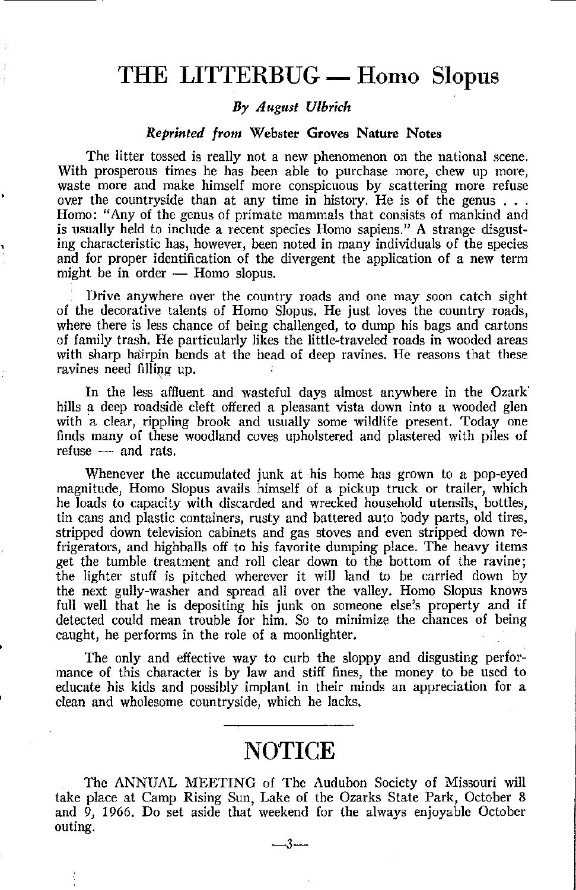# THE LITTERBUG — Homo Slopus

*By August Ulbrich*

***Reprinted from* Webster Groves Nature Notes**

The litter tossed is really not a new phenomenon on the national scene. With prosperous times he has been able to purchase more, chew up more, waste more and make himself more conspicuous by scattering more refuse over the countryside than at any time in history. He is of the genus . . . Homo: "Any of the genus of primate mammals that consists of mankind and is usually held to include a recent species Homo sapiens." A strange disgusting characteristic has, however, been noted in many individuals of the species and for proper identification of the divergent the application of a new term might be in order — Homo slopus.

Drive anywhere over the country roads and one may soon catch sight of the decorative talents of Homo Slopus. He just loves the country roads, where there is less chance of being challenged, to dump his bags and cartons of family trash. He particularly likes the little-traveled roads in wooded areas with sharp hairpin bends at the head of deep ravines. He reasons that these ravines need filling up.

In the less affluent and wasteful days almost anywhere in the Ozark hills a deep roadside cleft offered a pleasant vista down into a wooded glen with a clear, rippling brook and usually some wildlife present. Today one finds many of these woodland coves upholstered and plastered with piles of refuse — and rats.

Whenever the accumulated junk at his home has grown to a pop-eyed magnitude, Homo Slopus avails himself of a pickup truck or trailer, which he loads to capacity with discarded and wrecked household utensils, bottles, tin cans and plastic containers, rusty and battered auto body parts, old tires, stripped down television cabinets and gas stoves and even stripped down refrigerators, and highballs off to his favorite dumping place. The heavy items get the tumble treatment and roll clear down to the bottom of the ravine; the lighter stuff is pitched wherever it will land to be carried down by the next gully-washer and spread all over the valley. Homo Slopus knows full well that he is depositing his junk on someone else's property and if detected could mean trouble for him. So to minimize the chances of being caught, he performs in the role of a moonlighter.

The only and effective way to curb the sloppy and disgusting performance of this character is by law and stiff fines, the money to be used to educate his kids and possibly implant in their minds an appreciation for a clean and wholesome countryside, which he lacks.

---

# NOTICE

The ANNUAL MEETING of The Audubon Society of Missouri will take place at Camp Rising Sun, Lake of the Ozarks State Park, October 8 and 9, 1966. Do set aside that weekend for the always enjoyable October outing.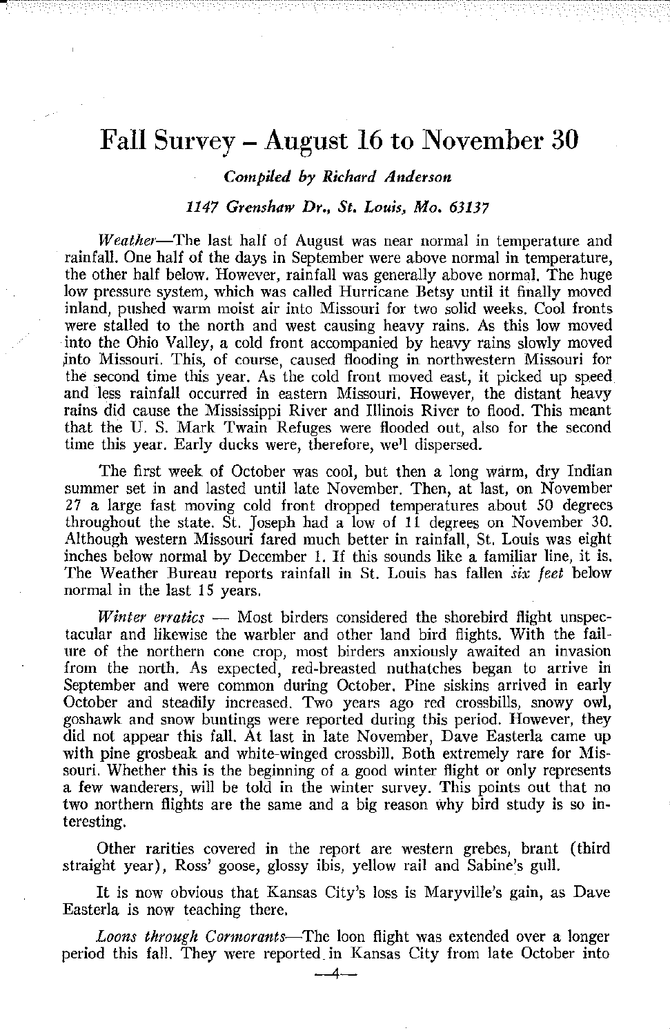# Fall Survey – August 16 to November 30

*Compiled by Richard Anderson*

*1147 Grenshaw Dr., St. Louis, Mo. 63137*

*Weather*—The last half of August was near normal in temperature and rainfall. One half of the days in September were above normal in temperature, the other half below. However, rainfall was generally above normal. The huge low pressure system, which was called Hurricane Betsy until it finally moved inland, pushed warm moist air into Missouri for two solid weeks. Cool fronts were stalled to the north and west causing heavy rains. As this low moved into the Ohio Valley, a cold front accompanied by heavy rains slowly moved into Missouri. This, of course, caused flooding in northwestern Missouri for the second time this year. As the cold front moved east, it picked up speed and less rainfall occurred in eastern Missouri. However, the distant heavy rains did cause the Mississippi River and Illinois River to flood. This meant that the U. S. Mark Twain Refuges were flooded out, also for the second time this year. Early ducks were, therefore, well dispersed.

The first week of October was cool, but then a long warm, dry Indian summer set in and lasted until late November. Then, at last, on November 27 a large fast moving cold front dropped temperatures about 50 degrees throughout the state. St. Joseph had a low of 11 degrees on November 30. Although western Missouri fared much better in rainfall, St. Louis was eight inches below normal by December 1. If this sounds like a familiar line, it is. The Weather Bureau reports rainfall in St. Louis has fallen *six feet* below normal in the last 15 years.

*Winter erratics* — Most birders considered the shorebird flight unspectacular and likewise the warbler and other land bird flights. With the failure of the northern cone crop, most birders anxiously awaited an invasion from the north. As expected, red-breasted nuthatches began to arrive in September and were common during October. Pine siskins arrived in early October and steadily increased. Two years ago red crossbills, snowy owl, goshawk and snow buntings were reported during this period. However, they did not appear this fall. At last in late November, Dave Easterla came up with pine grosbeak and white-winged crossbill. Both extremely rare for Missouri. Whether this is the beginning of a good winter flight or only represents a few wanderers, will be told in the winter survey. This points out that no two northern flights are the same and a big reason why bird study is so interesting.

Other rarities covered in the report are western grebes, brant (third straight year), Ross' goose, glossy ibis, yellow rail and Sabine's gull.

It is now obvious that Kansas City's loss is Maryville's gain, as Dave Easterla is now teaching there.

*Loons through Cormorants*—The loon flight was extended over a longer period this fall. They were reported in Kansas City from late October into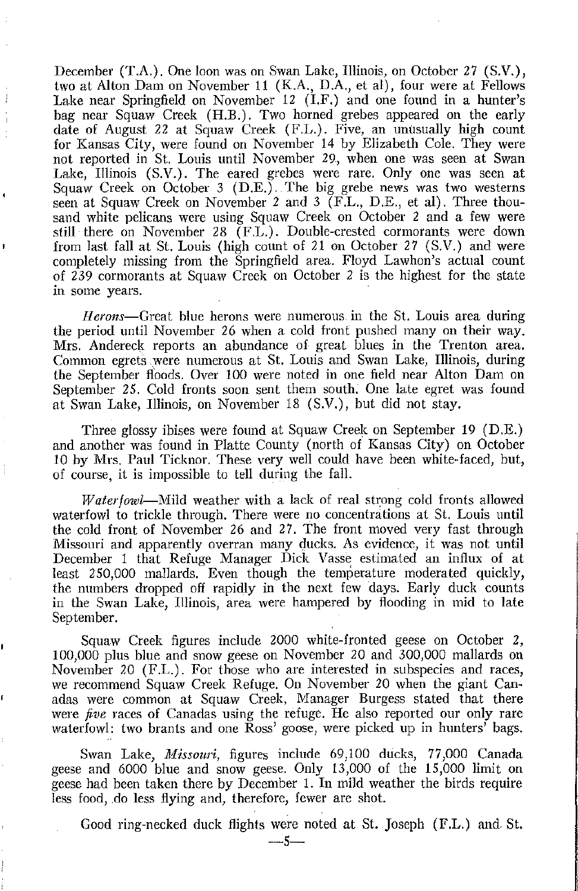December (T.A.). One loon was on Swan Lake, Illinois, on October 27 (S.V.), two at Alton Dam on November 11 (K.A., D.A., et al), four were at Fellows Lake near Springfield on November 12 (I.F.) and one found in a hunter's bag near Squaw Creek (H.B.). Two horned grebes appeared on the early date of August 22 at Squaw Creek (F.L.). Five, an unusually high count for Kansas City, were found on November 14 by Elizabeth Cole. They were not reported in St. Louis until November 29, when one was seen at Swan Lake, Illinois (S.V.). The eared grebes were rare. Only one was seen at Squaw Creek on October 3 (D.E.). The big grebe news was two westerns seen at Squaw Creek on November 2 and 3 (F.L., D.E., et al). Three thousand white pelicans were using Squaw Creek on October 2 and a few were still there on November 28 (F.L.). Double-crested cormorants were down from last fall at St. Louis (high count of 21 on October 27 (S.V.) and were completely missing from the Springfield area. Floyd Lawhon's actual count of 239 cormorants at Squaw Creek on October 2 is the highest for the state in some years.

*Herons*—Great blue herons were numerous in the St. Louis area during the period until November 26 when a cold front pushed many on their way. Mrs. Andereck reports an abundance of great blues in the Trenton area. Common egrets were numerous at St. Louis and Swan Lake, Illinois, during the September floods. Over 100 were noted in one field near Alton Dam on September 25. Cold fronts soon sent them south. One late egret was found at Swan Lake, Illinois, on November 18 (S.V.), but did not stay.

Three glossy ibises were found at Squaw Creek on September 19 (D.E.) and another was found in Platte County (north of Kansas City) on October 10 by Mrs. Paul Ticknor. These very well could have been white-faced, but, of course, it is impossible to tell during the fall.

*Waterfowl*—Mild weather with a lack of real strong cold fronts allowed waterfowl to trickle through. There were no concentrations at St. Louis until the cold front of November 26 and 27. The front moved very fast through Missouri and apparently overran many ducks. As evidence, it was not until December 1 that Refuge Manager Dick Vasse estimated an influx of at least 250,000 mallards. Even though the temperature moderated quickly, the numbers dropped off rapidly in the next few days. Early duck counts in the Swan Lake, Illinois, area were hampered by flooding in mid to late September.

Squaw Creek figures include 2000 white-fronted geese on October 2, 100,000 plus blue and snow geese on November 20 and 300,000 mallards on November 20 (F.L.). For those who are interested in subspecies and races, we recommend Squaw Creek Refuge. On November 20 when the giant Canadas were common at Squaw Creek, Manager Burgess stated that there were *five* races of Canadas using the refuge. He also reported our only rare waterfowl: two brants and one Ross' goose, were picked up in hunters' bags.

Swan Lake, *Missouri*, figures include 69,100 ducks, 77,000 Canada geese and 6000 blue and snow geese. Only 13,000 of the 15,000 limit on geese had been taken there by December 1. In mild weather the birds require less food, do less flying and, therefore, fewer are shot.

Good ring-necked duck flights were noted at St. Joseph (F.L.) and St.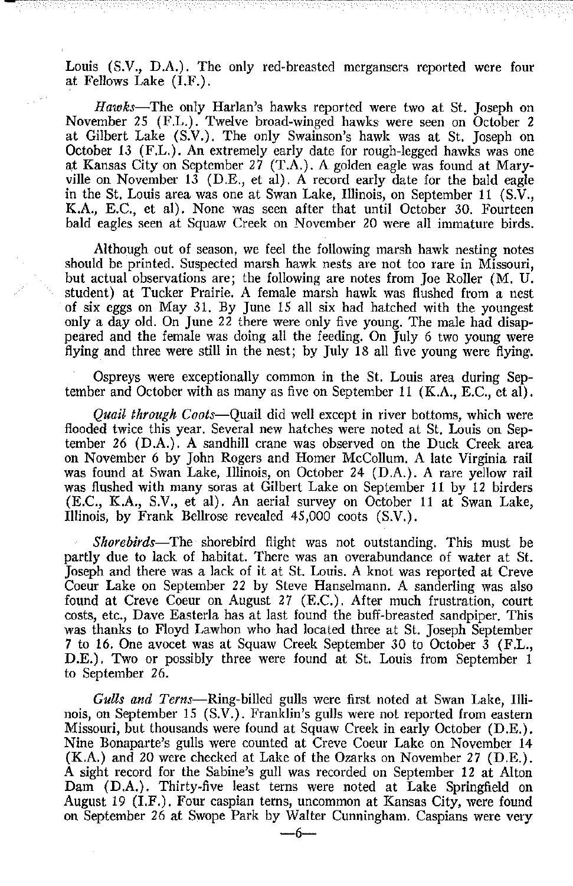Louis (S.V., D.A.). The only red-breasted mergansers reported were four at Fellows Lake (I.F.).

*Hawks*—The only Harlan's hawks reported were two at St. Joseph on November 25 (F.L.). Twelve broad-winged hawks were seen on October 2 at Gilbert Lake (S.V.). The only Swainson's hawk was at St. Joseph on October 13 (F.L.). An extremely early date for rough-legged hawks was one at Kansas City on September 27 (T.A.). A golden eagle was found at Maryville on November 13 (D.E., et al). A record early date for the bald eagle in the St. Louis area was one at Swan Lake, Illinois, on September 11 (S.V., K.A., E.C., et al). None was seen after that until October 30. Fourteen bald eagles seen at Squaw Creek on November 20 were all immature birds.

Although out of season, we feel the following marsh hawk nesting notes should be printed. Suspected marsh hawk nests are not too rare in Missouri, but actual observations are; the following are notes from Joe Roller (M. U. student) at Tucker Prairie. A female marsh hawk was flushed from a nest of six eggs on May 31. By June 15 all six had hatched with the youngest only a day old. On June 22 there were only five young. The male had disappeared and the female was doing all the feeding. On July 6 two young were flying and three were still in the nest; by July 18 all five young were flying.

Ospreys were exceptionally common in the St. Louis area during September and October with as many as five on September 11 (K.A., E.C., et al).

*Quail through Coots*—Quail did well except in river bottoms, which were flooded twice this year. Several new hatches were noted at St. Louis on September 26 (D.A.). A sandhill crane was observed on the Duck Creek area on November 6 by John Rogers and Homer McCollum. A late Virginia rail was found at Swan Lake, Illinois, on October 24 (D.A.). A rare yellow rail was flushed with many soras at Gilbert Lake on September 11 by 12 birders (E.C., K.A., S.V., et al). An aerial survey on October 11 at Swan Lake, Illinois, by Frank Bellrose revealed 45,000 coots (S.V.).

*Shorebirds*—The shorebird flight was not outstanding. This must be partly due to lack of habitat. There was an overabundance of water at St. Joseph and there was a lack of it at St. Louis. A knot was reported at Creve Coeur Lake on September 22 by Steve Hanselmann. A sanderling was also found at Creve Coeur on August 27 (E.C.). After much frustration, court costs, etc., Dave Easterla has at last found the buff-breasted sandpiper. This was thanks to Floyd Lawhon who had located three at St. Joseph September 7 to 16. One avocet was at Squaw Creek September 30 to October 3 (F.L., D.E.). Two or possibly three were found at St. Louis from September 1 to September 26.

*Gulls and Terns*—Ring-billed gulls were first noted at Swan Lake, Illinois, on September 15 (S.V.). Franklin's gulls were not reported from eastern Missouri, but thousands were found at Squaw Creek in early October (D.E.). Nine Bonaparte's gulls were counted at Creve Coeur Lake on November 14 (K.A.) and 20 were checked at Lake of the Ozarks on November 27 (D.E.). A sight record for the Sabine's gull was recorded on September 12 at Alton Dam (D.A.). Thirty-five least terns were noted at Lake Springfield on August 19 (I.F.). Four caspian terns, uncommon at Kansas City, were found on September 26 at Swope Park by Walter Cunningham. Caspians were very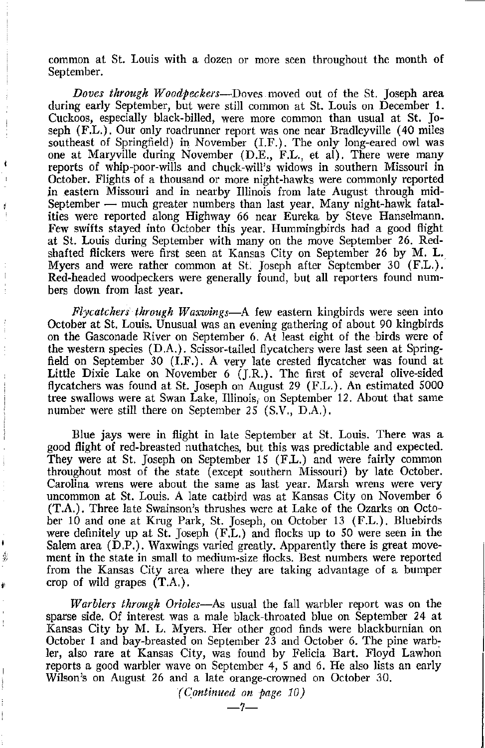common at St. Louis with a dozen or more seen throughout the month of September.

*Doves through Woodpeckers*—Doves moved out of the St. Joseph area during early September, but were still common at St. Louis on December 1. Cuckoos, especially black-billed, were more common than usual at St. Joseph (F.L.). Our only roadrunner report was one near Bradleyville (40 miles southeast of Springfield) in November (I.F.). The only long-eared owl was one at Maryville during November (D.E., F.L., et al). There were many reports of whip-poor-wills and chuck-will's widows in southern Missouri in October. Flights of a thousand or more night-hawks were commonly reported in eastern Missouri and in nearby Illinois from late August through mid-September — much greater numbers than last year. Many night-hawk fatalities were reported along Highway 66 near Eureka by Steve Hanselmann. Few swifts stayed into October this year. Hummingbirds had a good flight at St. Louis during September with many on the move September 26. Red-shafted flickers were first seen at Kansas City on September 26 by M. L. Myers and were rather common at St. Joseph after September 30 (F.L.). Red-headed woodpeckers were generally found, but all reporters found numbers down from last year.

*Flycatchers through Waxwings*—A few eastern kingbirds were seen into October at St. Louis. Unusual was an evening gathering of about 90 kingbirds on the Gasconade River on September 6. At least eight of the birds were of the western species (D.A.). Scissor-tailed flycatchers were last seen at Springfield on September 30 (I.F.). A very late crested flycatcher was found at Little Dixie Lake on November 6 (J.R.). The first of several olive-sided flycatchers was found at St. Joseph on August 29 (F.L.). An estimated 5000 tree swallows were at Swan Lake, Illinois, on September 12. About that same number were still there on September 25 (S.V., D.A.).

Blue jays were in flight in late September at St. Louis. There was a good flight of red-breasted nuthatches, but this was predictable and expected. They were at St. Joseph on September 15 (F.L.) and were fairly common throughout most of the state (except southern Missouri) by late October. Carolina wrens were about the same as last year. Marsh wrens were very uncommon at St. Louis. A late catbird was at Kansas City on November 6 (T.A.). Three late Swainson's thrushes were at Lake of the Ozarks on October 10 and one at Krug Park, St. Joseph, on October 13 (F.L.). Bluebirds were definitely up at St. Joseph (F.L.) and flocks up to 50 were seen in the Salem area (D.P.). Waxwings varied greatly. Apparently there is great movement in the state in small to medium-size flocks. Best numbers were reported from the Kansas City area where they are taking advantage of a bumper crop of wild grapes (T.A.).

*Warblers through Orioles*—As usual the fall warbler report was on the sparse side. Of interest was a male black-throated blue on September 24 at Kansas City by M. L. Myers. Her other good finds were blackburnian on October 1 and bay-breasted on September 23 and October 6. The pine warbler, also rare at Kansas City, was found by Felicia Bart. Floyd Lawhon reports a good warbler wave on September 4, 5 and 6. He also lists an early Wilson's on August 26 and a late orange-crowned on October 30.

*(Continued on page 10)*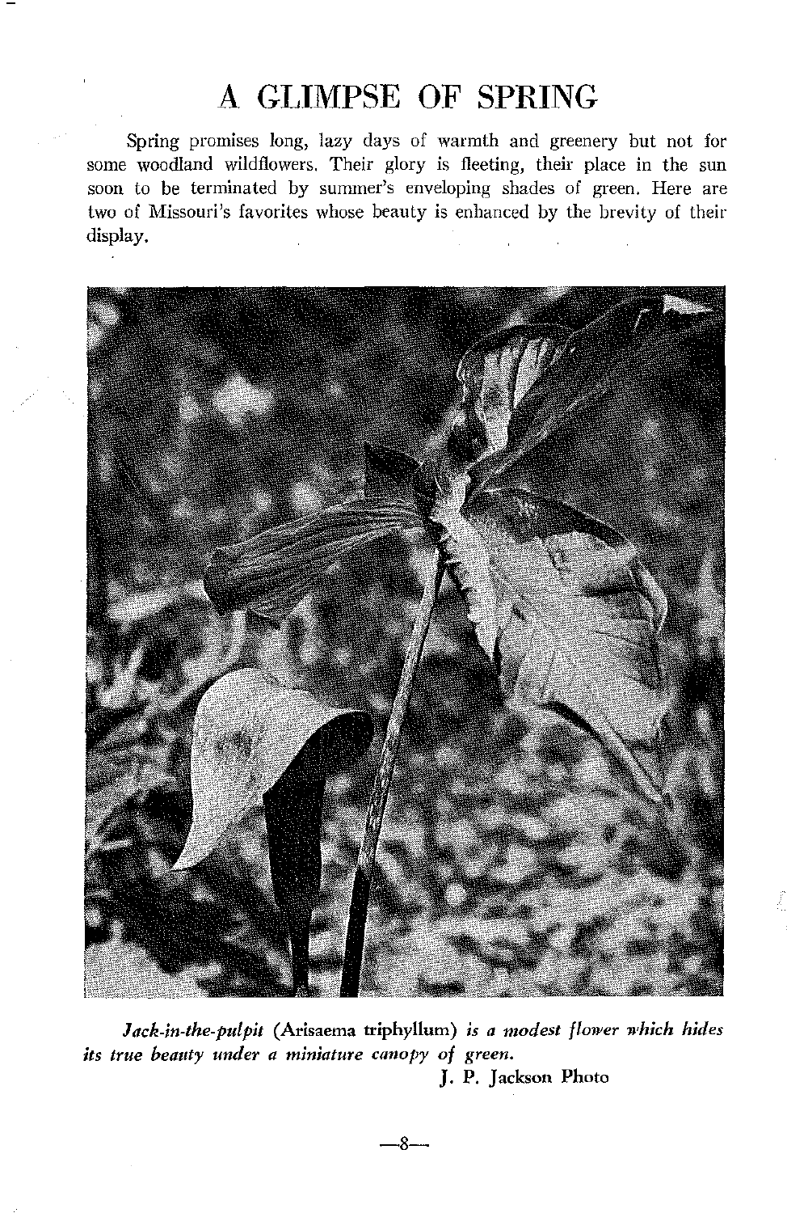# A GLIMPSE OF SPRING

Spring promises long, lazy days of warmth and greenery but not for some woodland wildflowers. Their glory is fleeting, their place in the sun soon to be terminated by summer's enveloping shades of green. Here are two of Missouri's favorites whose beauty is enhanced by the brevity of their display.

*Jack-in-the-pulpit* (**Arisaema triphyllum**) *is a modest flower which hides its true beauty under a miniature canopy of green.*

**J. P. Jackson Photo**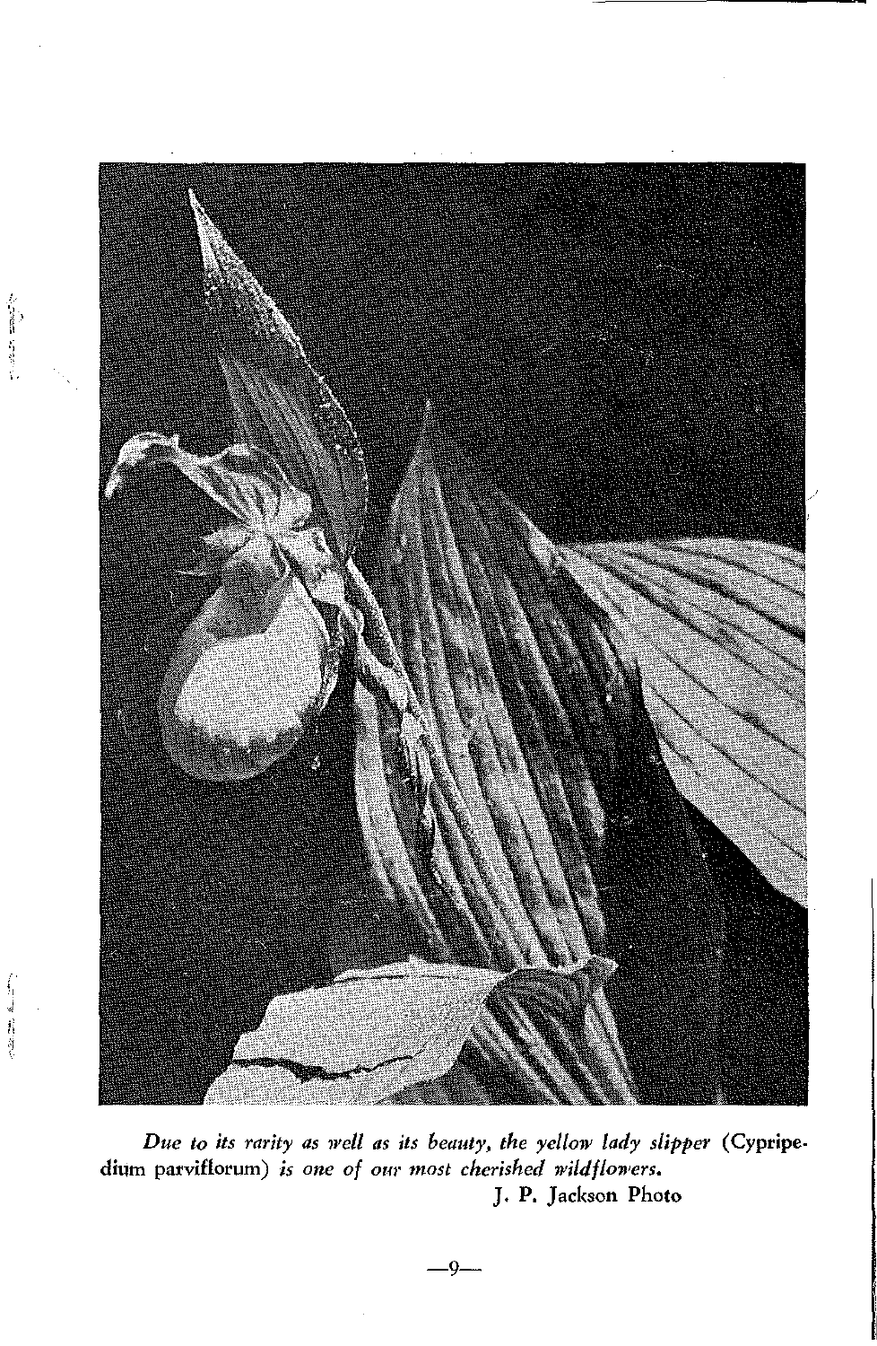*Due to its rarity as well as its beauty, the yellow lady slipper* (Cypripedium parviflorum) *is one of our most cherished wildflowers.*

J. P. Jackson Photo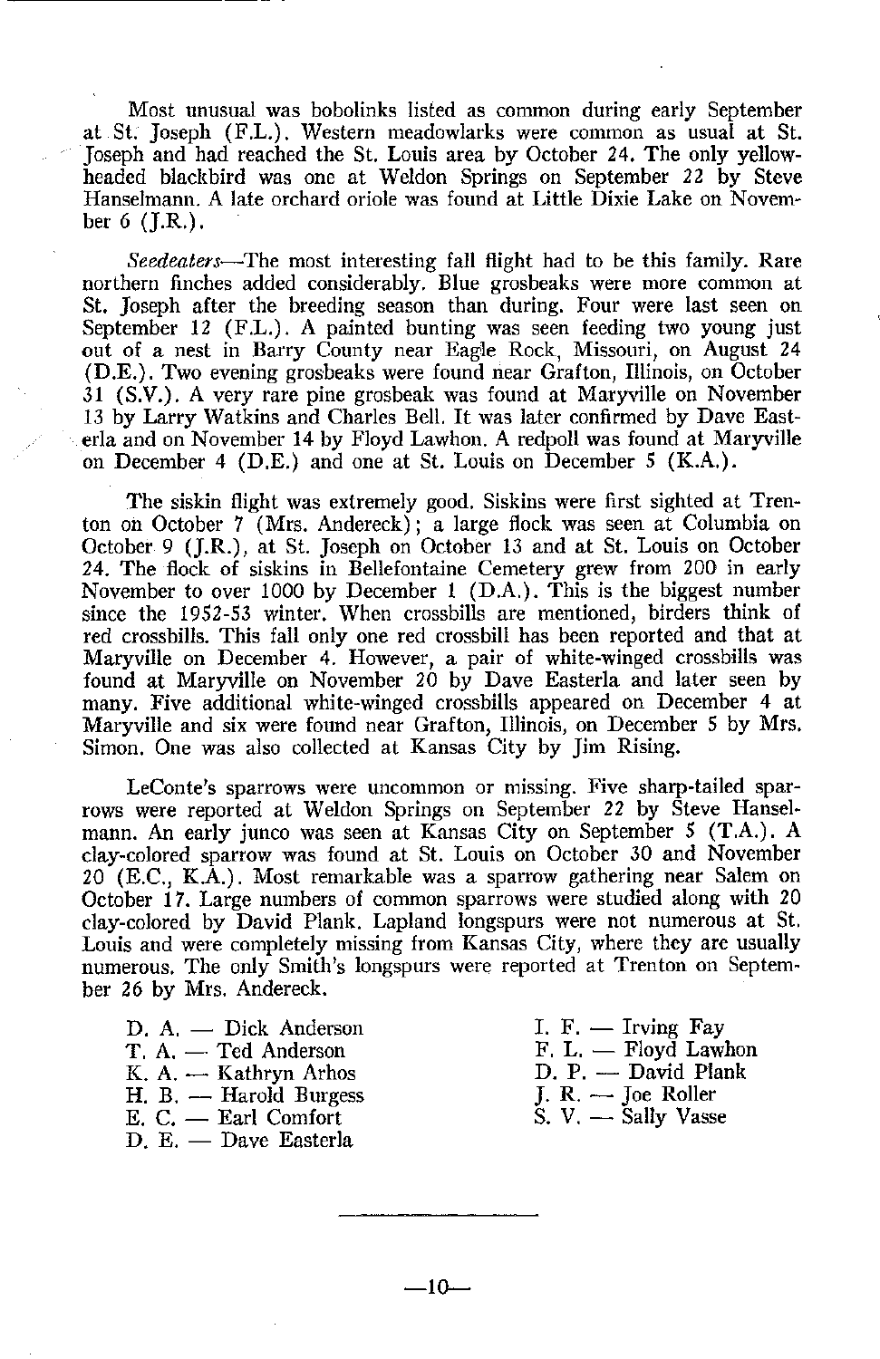Most unusual was bobolinks listed as common during early September at St. Joseph (F.L.). Western meadowlarks were common as usual at St. Joseph and had reached the St. Louis area by October 24. The only yellow-headed blackbird was one at Weldon Springs on September 22 by Steve Hanselmann. A late orchard oriole was found at Little Dixie Lake on November 6 (J.R.).

*Seedeaters*—The most interesting fall flight had to be this family. Rare northern finches added considerably. Blue grosbeaks were more common at St. Joseph after the breeding season than during. Four were last seen on September 12 (F.L.). A painted bunting was seen feeding two young just out of a nest in Barry County near Eagle Rock, Missouri, on August 24 (D.E.). Two evening grosbeaks were found near Grafton, Illinois, on October 31 (S.V.). A very rare pine grosbeak was found at Maryville on November 13 by Larry Watkins and Charles Bell. It was later confirmed by Dave Easterla and on November 14 by Floyd Lawhon. A redpoll was found at Maryville on December 4 (D.E.) and one at St. Louis on December 5 (K.A.).

The siskin flight was extremely good. Siskins were first sighted at Trenton on October 7 (Mrs. Andereck); a large flock was seen at Columbia on October 9 (J.R.), at St. Joseph on October 13 and at St. Louis on October 24. The flock of siskins in Bellefontaine Cemetery grew from 200 in early November to over 1000 by December 1 (D.A.). This is the biggest number since the 1952-53 winter. When crossbills are mentioned, birders think of red crossbills. This fall only one red crossbill has been reported and that at Maryville on December 4. However, a pair of white-winged crossbills was found at Maryville on November 20 by Dave Easterla and later seen by many. Five additional white-winged crossbills appeared on December 4 at Maryville and six were found near Grafton, Illinois, on December 5 by Mrs. Simon. One was also collected at Kansas City by Jim Rising.

LeConte's sparrows were uncommon or missing. Five sharp-tailed sparrows were reported at Weldon Springs on September 22 by Steve Hanselmann. An early junco was seen at Kansas City on September 5 (T.A.). A clay-colored sparrow was found at St. Louis on October 30 and November 20 (E.C., K.A.). Most remarkable was a sparrow gathering near Salem on October 17. Large numbers of common sparrows were studied along with 20 clay-colored by David Plank. Lapland longspurs were not numerous at St. Louis and were completely missing from Kansas City, where they are usually numerous. The only Smith's longspurs were reported at Trenton on September 26 by Mrs. Andereck.

D. A. — Dick Anderson
T. A. — Ted Anderson
K. A. — Kathryn Arhos
H. B. — Harold Burgess
E. C. — Earl Comfort
D. E. — Dave Easterla
I. F. — Irving Fay
F. L. — Floyd Lawhon
D. P. — David Plank
J. R. — Joe Roller
S. V. — Sally Vasse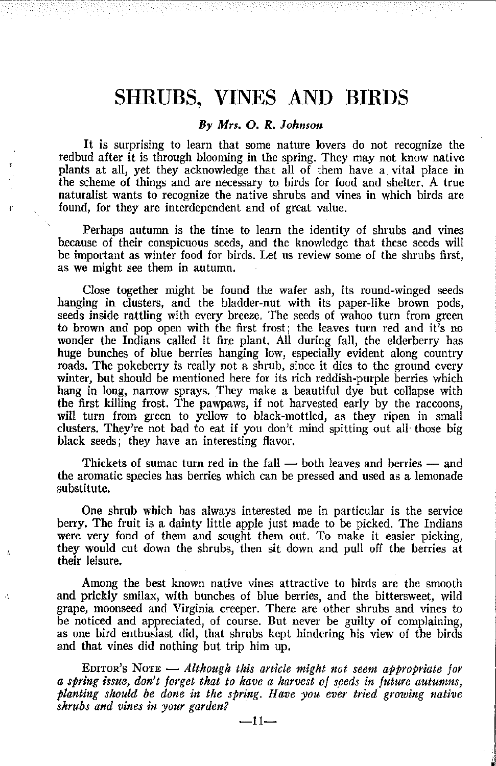# SHRUBS, VINES AND BIRDS

***By Mrs. O. R. Johnson***

It is surprising to learn that some nature lovers do not recognize the redbud after it is through blooming in the spring. They may not know native plants at all, yet they acknowledge that all of them have a vital place in the scheme of things and are necessary to birds for food and shelter. A true naturalist wants to recognize the native shrubs and vines in which birds are found, for they are interdependent and of great value.

Perhaps autumn is the time to learn the identity of shrubs and vines because of their conspicuous seeds, and the knowledge that these seeds will be important as winter food for birds. Let us review some of the shrubs first, as we might see them in autumn.

Close together might be found the wafer ash, its round-winged seeds hanging in clusters, and the bladder-nut with its paper-like brown pods, seeds inside rattling with every breeze. The seeds of wahoo turn from green to brown and pop open with the first frost; the leaves turn red and it's no wonder the Indians called it fire plant. All during fall, the elderberry has huge bunches of blue berries hanging low, especially evident along country roads. The pokeberry is really not a shrub, since it dies to the ground every winter, but should be mentioned here for its rich reddish-purple berries which hang in long, narrow sprays. They make a beautiful dye but collapse with the first killing frost. The pawpaws, if not harvested early by the raccoons, will turn from green to yellow to black-mottled, as they ripen in small clusters. They're not bad to eat if you don't mind spitting out all those big black seeds; they have an interesting flavor.

Thickets of sumac turn red in the fall — both leaves and berries — and the aromatic species has berries which can be pressed and used as a lemonade substitute.

One shrub which has always interested me in particular is the service berry. The fruit is a dainty little apple just made to be picked. The Indians were very fond of them and sought them out. To make it easier picking, they would cut down the shrubs, then sit down and pull off the berries at their leisure.

Among the best known native vines attractive to birds are the smooth and prickly smilax, with bunches of blue berries, and the bittersweet, wild grape, moonseed and Virginia creeper. There are other shrubs and vines to be noticed and appreciated, of course. But never be guilty of complaining, as one bird enthusiast did, that shrubs kept hindering his view of the birds and that vines did nothing but trip him up.

EDITOR'S NOTE — *Although this article might not seem appropriate for a spring issue, don't forget that to have a harvest of seeds in future autumns, planting should be done in the spring. Have you ever tried growing native shrubs and vines in your garden?*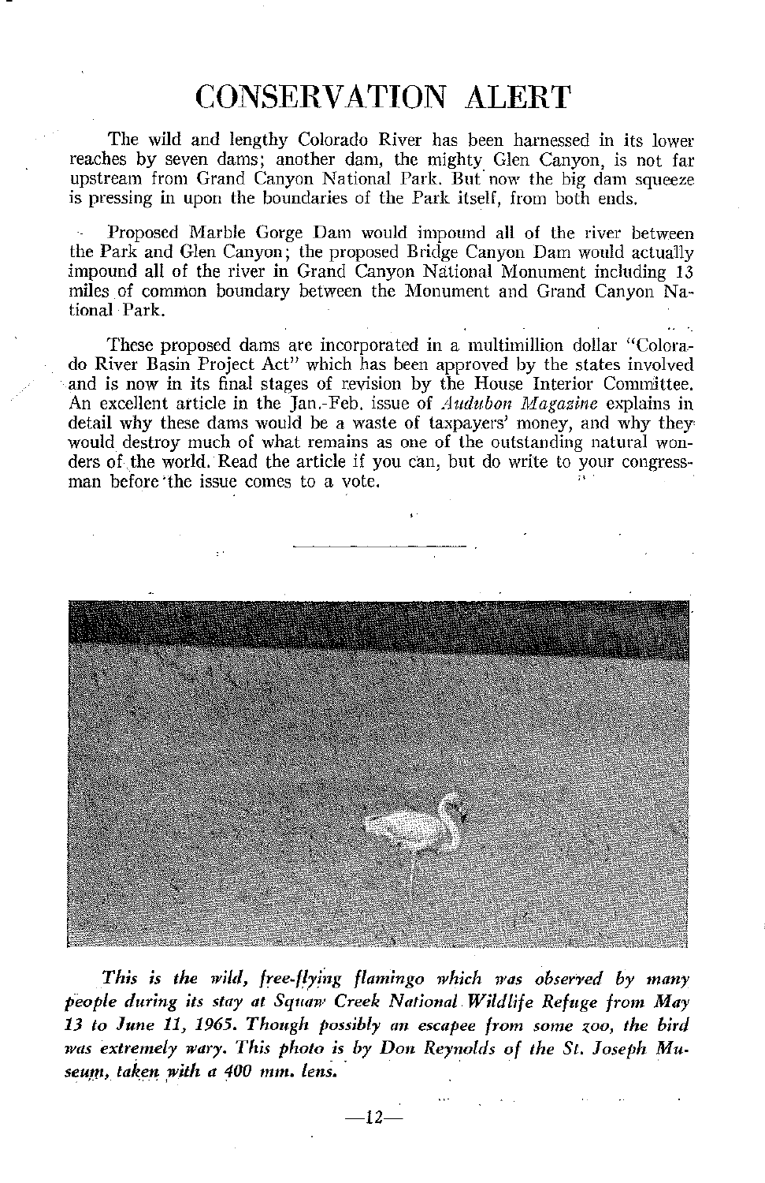# CONSERVATION ALERT

The wild and lengthy Colorado River has been harnessed in its lower reaches by seven dams; another dam, the mighty Glen Canyon, is not far upstream from Grand Canyon National Park. But now the big dam squeeze is pressing in upon the boundaries of the Park itself, from both ends.

Proposed Marble Gorge Dam would impound all of the river between the Park and Glen Canyon; the proposed Bridge Canyon Dam would actually impound all of the river in Grand Canyon National Monument including 13 miles of common boundary between the Monument and Grand Canyon National Park.

These proposed dams are incorporated in a multimillion dollar "Colorado River Basin Project Act" which has been approved by the states involved and is now in its final stages of revision by the House Interior Committee. An excellent article in the Jan.-Feb. issue of *Audubon Magazine* explains in detail why these dams would be a waste of taxpayers' money, and why they would destroy much of what remains as one of the outstanding natural wonders of the world. Read the article if you can, but do write to your congressman before the issue comes to a vote.

---

*This is the wild, free-flying flamingo which was observed by many people during its stay at Squaw Creek National Wildlife Refuge from May 13 to June 11, 1965. Though possibly an escapee from some zoo, the bird was extremely wary. This photo is by Don Reynolds of the St. Joseph Museum, taken with a 400 mm. lens.*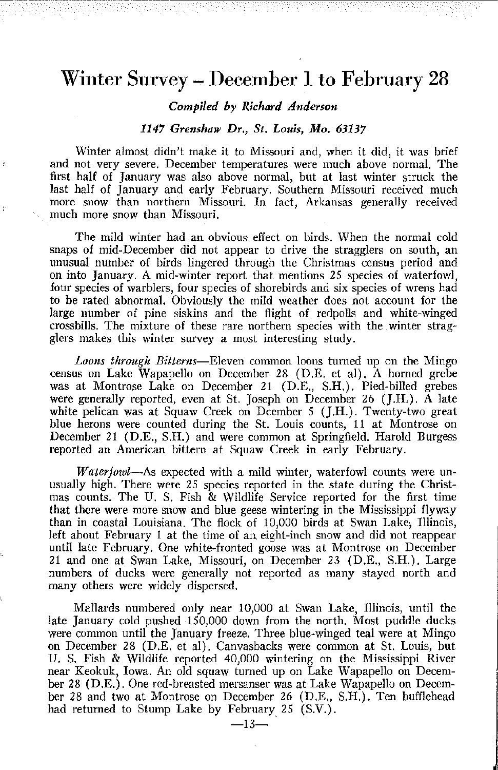# Winter Survey – December 1 to February 28

*Compiled by Richard Anderson*

*1147 Grenshaw Dr., St. Louis, Mo. 63137*

Winter almost didn't make it to Missouri and, when it did, it was brief and not very severe. December temperatures were much above normal. The first half of January was also above normal, but at last winter struck the last half of January and early February. Southern Missouri received much more snow than northern Missouri. In fact, Arkansas generally received much more snow than Missouri.

The mild winter had an obvious effect on birds. When the normal cold snaps of mid-December did not appear to drive the stragglers on south, an unusual number of birds lingered through the Christmas census period and on into January. A mid-winter report that mentions 25 species of waterfowl, four species of warblers, four species of shorebirds and six species of wrens had to be rated abnormal. Obviously the mild weather does not account for the large number of pine siskins and the flight of redpolls and white-winged crossbills. The mixture of these rare northern species with the winter stragglers makes this winter survey a most interesting study.

*Loons through Bitterns*—Eleven common loons turned up on the Mingo census on Lake Wapapello on December 28 (D.E. et al). A horned grebe was at Montrose Lake on December 21 (D.E., S.H.). Pied-billed grebes were generally reported, even at St. Joseph on December 26 (J.H.). A late white pelican was at Squaw Creek on Dcember 5 (J.H.). Twenty-two great blue herons were counted during the St. Louis counts, 11 at Montrose on December 21 (D.E., S.H.) and were common at Springfield. Harold Burgess reported an American bittern at Squaw Creek in early February.

*Waterfowl*—As expected with a mild winter, waterfowl counts were unusually high. There were 25 species reported in the state during the Christmas counts. The U. S. Fish & Wildlife Service reported for the first time that there were more snow and blue geese wintering in the Mississippi flyway than in coastal Louisiana. The flock of 10,000 birds at Swan Lake, Illinois, left about February 1 at the time of an eight-inch snow and did not reappear until late February. One white-fronted goose was at Montrose on December 21 and one at Swan Lake, Missouri, on December 23 (D.E., S.H.). Large numbers of ducks were generally not reported as many stayed north and many others were widely dispersed.

Mallards numbered only near 10,000 at Swan Lake, Illinois, until the late January cold pushed 150,000 down from the north. Most puddle ducks were common until the January freeze. Three blue-winged teal were at Mingo on December 28 (D.E. et al). Canvasbacks were common at St. Louis, but U. S. Fish & Wildlife reported 40,000 wintering on the Mississippi River near Keokuk, Iowa. An old squaw turned up on Lake Wapapello on December 28 (D.E.). One red-breasted mersanser was at Lake Wapapello on December 28 and two at Montrose on December 26 (D.E., S.H.). Ten bufflehead had returned to Stump Lake by February 25 (S.V.).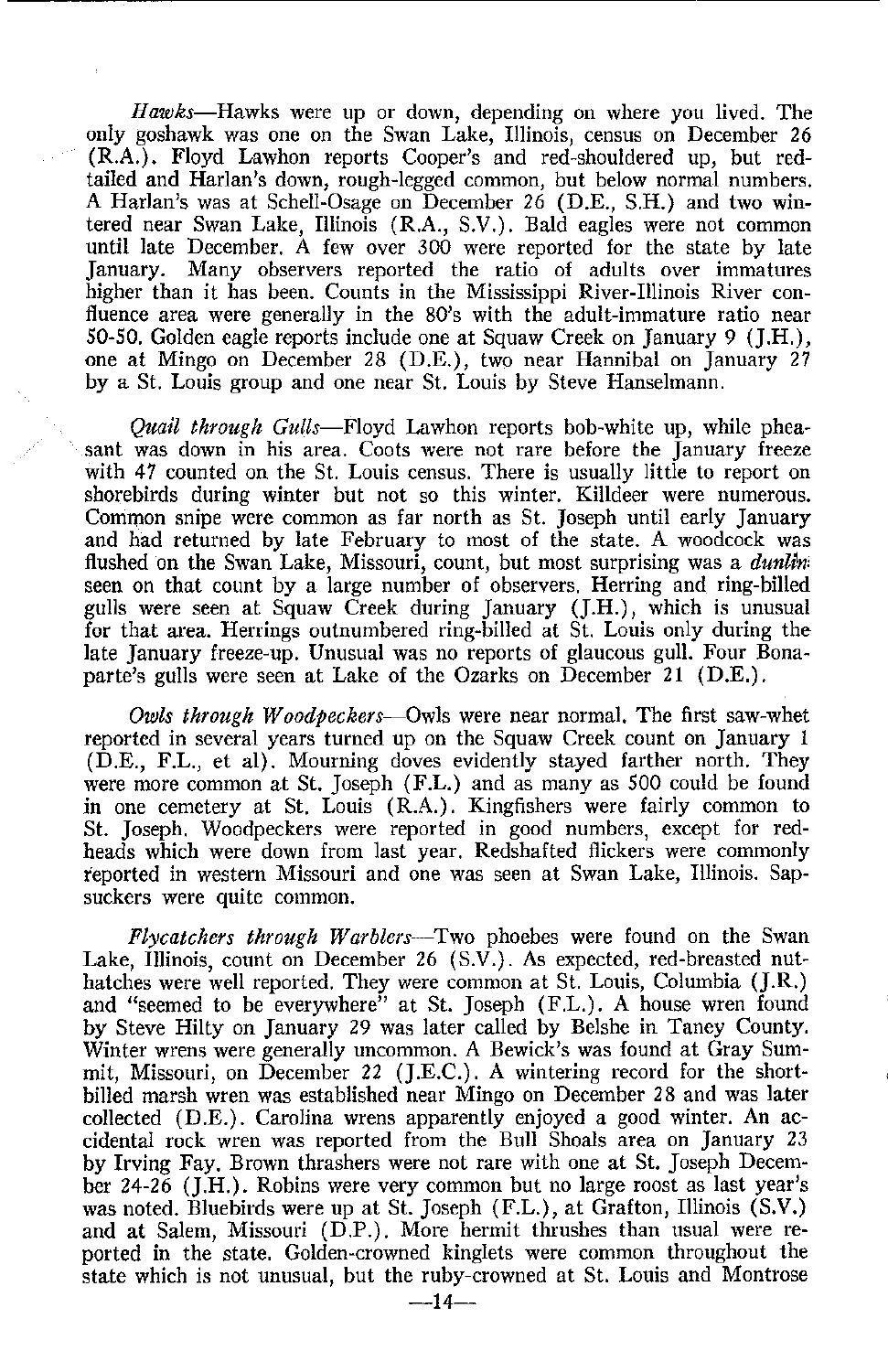*Hawks*—Hawks were up or down, depending on where you lived. The only goshawk was one on the Swan Lake, Illinois, census on December 26 (R.A.). Floyd Lawhon reports Cooper's and red-shouldered up, but red-tailed and Harlan's down, rough-legged common, but below normal numbers. A Harlan's was at Schell-Osage on December 26 (D.E., S.H.) and two wintered near Swan Lake, Illinois (R.A., S.V.). Bald eagles were not common until late December. A few over 300 were reported for the state by late January. Many observers reported the ratio of adults over immatures higher than it has been. Counts in the Mississippi River-Illinois River confluence area were generally in the 80's with the adult-immature ratio near 50-50. Golden eagle reports include one at Squaw Creek on January 9 (J.H.), one at Mingo on December 28 (D.E.), two near Hannibal on January 27 by a St. Louis group and one near St. Louis by Steve Hanselmann.

*Quail through Gulls*—Floyd Lawhon reports bob-white up, while pheasant was down in his area. Coots were not rare before the January freeze with 47 counted on the St. Louis census. There is usually little to report on shorebirds during winter but not so this winter. Killdeer were numerous. Common snipe were common as far north as St. Joseph until early January and had returned by late February to most of the state. A woodcock was flushed on the Swan Lake, Missouri, count, but most surprising was a *dunlin* seen on that count by a large number of observers. Herring and ring-billed gulls were seen at Squaw Creek during January (J.H.), which is unusual for that area. Herrings outnumbered ring-billed at St. Louis only during the late January freeze-up. Unusual was no reports of glaucous gull. Four Bonaparte's gulls were seen at Lake of the Ozarks on December 21 (D.E.).

*Owls through Woodpeckers*—Owls were near normal. The first saw-whet reported in several years turned up on the Squaw Creek count on January 1 (D.E., F.L., et al). Mourning doves evidently stayed farther north. They were more common at St. Joseph (F.L.) and as many as 500 could be found in one cemetery at St. Louis (R.A.). Kingfishers were fairly common to St. Joseph. Woodpeckers were reported in good numbers, except for redheads which were down from last year. Redshafted flickers were commonly reported in western Missouri and one was seen at Swan Lake, Illinois. Sapsuckers were quite common.

*Flycatchers through Warblers*—Two phoebes were found on the Swan Lake, Illinois, count on December 26 (S.V.). As expected, red-breasted nuthatches were well reported. They were common at St. Louis, Columbia (J.R.) and "seemed to be everywhere" at St. Joseph (F.L.). A house wren found by Steve Hilty on January 29 was later called by Belshe in Taney County. Winter wrens were generally uncommon. A Bewick's was found at Gray Summit, Missouri, on December 22 (J.E.C.). A wintering record for the short-billed marsh wren was established near Mingo on December 28 and was later collected (D.E.). Carolina wrens apparently enjoyed a good winter. An accidental rock wren was reported from the Bull Shoals area on January 23 by Irving Fay. Brown thrashers were not rare with one at St. Joseph December 24-26 (J.H.). Robins were very common but no large roost as last year's was noted. Bluebirds were up at St. Joseph (F.L.), at Grafton, Illinois (S.V.) and at Salem, Missouri (D.P.). More hermit thrushes than usual were reported in the state. Golden-crowned kinglets were common throughout the state which is not unusual, but the ruby-crowned at St. Louis and Montrose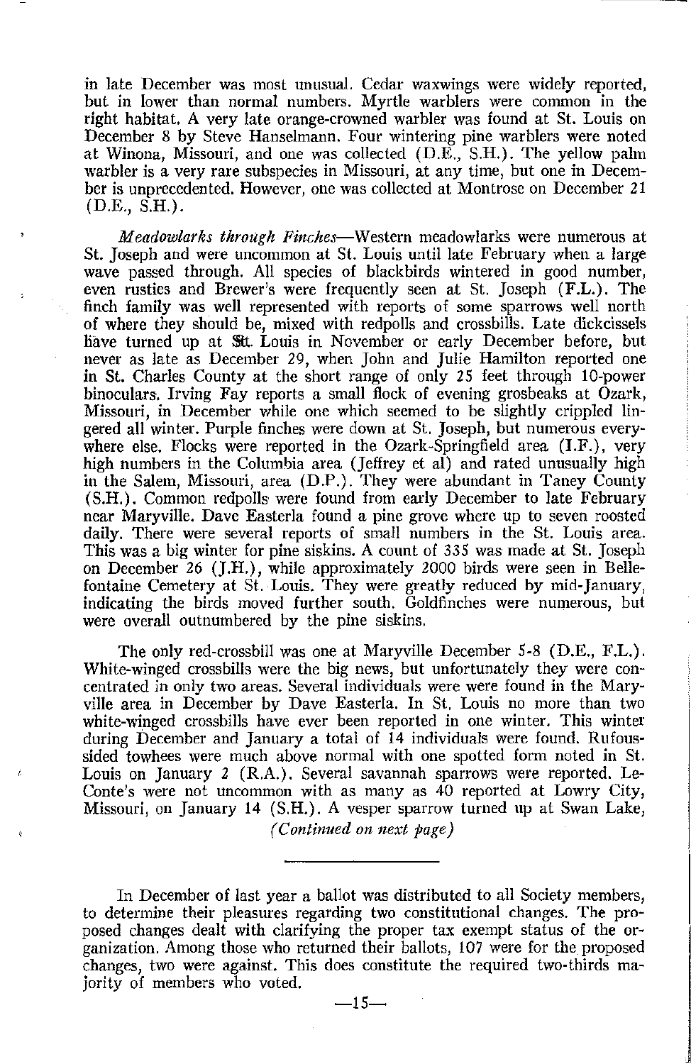in late December was most unusual. Cedar waxwings were widely reported, but in lower than normal numbers. Myrtle warblers were common in the right habitat. A very late orange-crowned warbler was found at St. Louis on December 8 by Steve Hanselmann. Four wintering pine warblers were noted at Winona, Missouri, and one was collected (D.E., S.H.). The yellow palm warbler is a very rare subspecies in Missouri, at any time, but one in December is unprecedented. However, one was collected at Montrose on December 21 (D.E., S.H.).

*Meadowlarks through Finches*—Western meadowlarks were numerous at St. Joseph and were uncommon at St. Louis until late February when a large wave passed through. All species of blackbirds wintered in good number, even rusties and Brewer's were frequently seen at St. Joseph (F.L.). The finch family was well represented with reports of some sparrows well north of where they should be, mixed with redpolls and crossbills. Late dickcissels have turned up at St. Louis in November or early December before, but never as late as December 29, when John and Julie Hamilton reported one in St. Charles County at the short range of only 25 feet through 10-power binoculars. Irving Fay reports a small flock of evening grosbeaks at Ozark, Missouri, in December while one which seemed to be slightly crippled lingered all winter. Purple finches were down at St. Joseph, but numerous everywhere else. Flocks were reported in the Ozark-Springfield area (I.F.), very high numbers in the Columbia area (Jeffrey et al) and rated unusually high in the Salem, Missouri, area (D.P.). They were abundant in Taney County (S.H.). Common redpolls were found from early December to late February near Maryville. Dave Easterla found a pine grove where up to seven roosted daily. There were several reports of small numbers in the St. Louis area. This was a big winter for pine siskins. A count of 335 was made at St. Joseph on December 26 (J.H.), while approximately 2000 birds were seen in Bellefontaine Cemetery at St. Louis. They were greatly reduced by mid-January, indicating the birds moved further south. Goldfinches were numerous, but were overall outnumbered by the pine siskins.

The only red-crossbill was one at Maryville December 5-8 (D.E., F.L.). White-winged crossbills were the big news, but unfortunately they were concentrated in only two areas. Several individuals were were found in the Maryville area in December by Dave Easterla. In St. Louis no more than two white-winged crossbills have ever been reported in one winter. This winter during December and January a total of 14 individuals were found. Rufous-sided towhees were much above normal with one spotted form noted in St. Louis on January 2 (R.A.). Several savannah sparrows were reported. Le-Conte's were not uncommon with as many as 40 reported at Lowry City, Missouri, on January 14 (S.H.). A vesper sparrow turned up at Swan Lake,

*(Continued on next page)*

---

In December of last year a ballot was distributed to all Society members, to determine their pleasures regarding two constitutional changes. The proposed changes dealt with clarifying the proper tax exempt status of the organization. Among those who returned their ballots, 107 were for the proposed changes, two were against. This does constitute the required two-thirds majority of members who voted.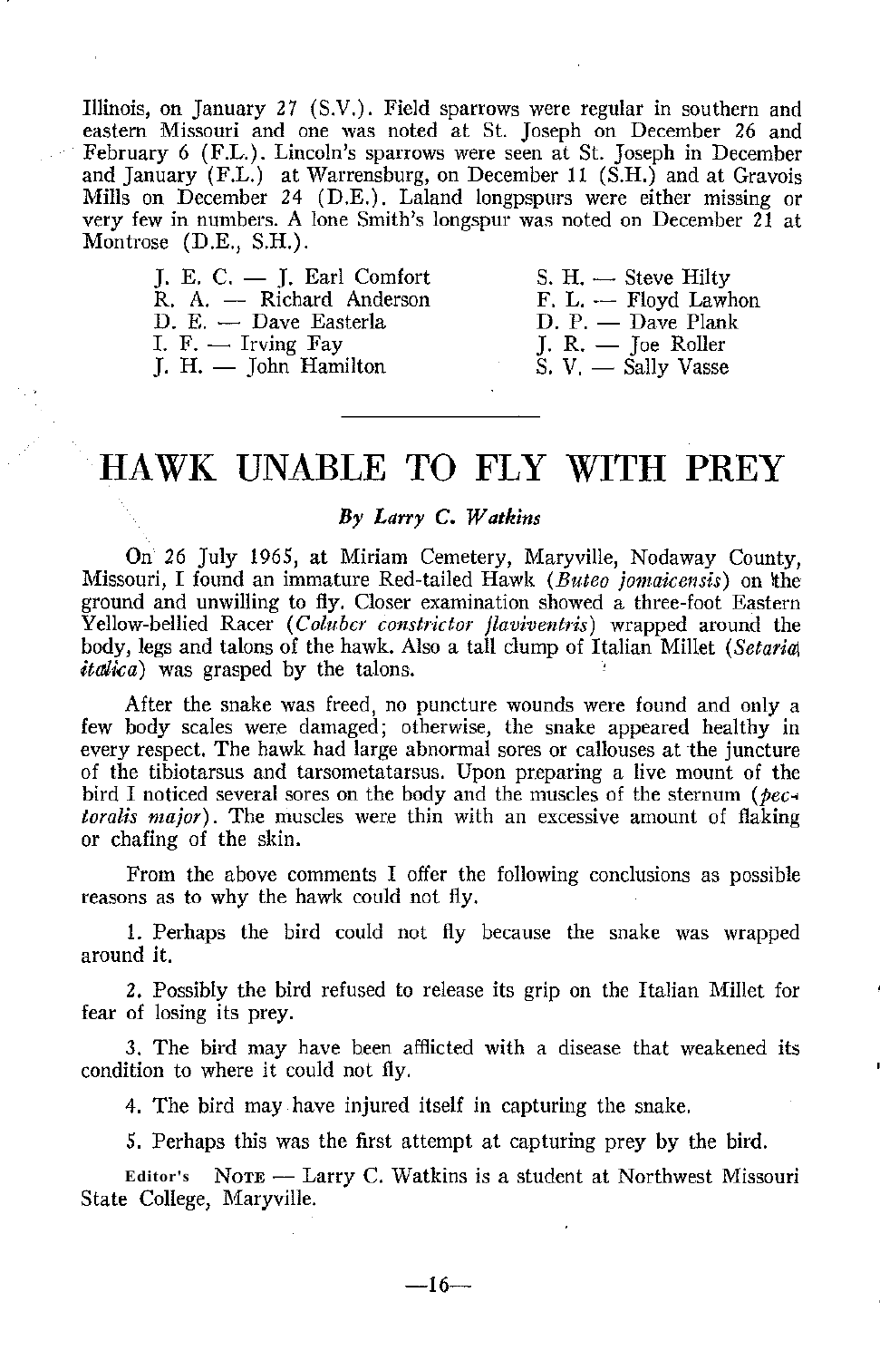Illinois, on January 27 (S.V.). Field sparrows were regular in southern and eastern Missouri and one was noted at St. Joseph on December 26 and February 6 (F.L.). Lincoln's sparrows were seen at St. Joseph in December and January (F.L.) at Warrensburg, on December 11 (S.H.) and at Gravois Mills on December 24 (D.E.). Laland longpspurs were either missing or very few in numbers. A lone Smith's longspur was noted on December 21 at Montrose (D.E., S.H.).

| | |
|---|---|
| J. E. C. — J. Earl Comfort | S. H. — Steve Hilty |
| R. A. — Richard Anderson | F. L. — Floyd Lawhon |
| D. E. — Dave Easterla | D. P. — Dave Plank |
| I. F. — Irving Fay | J. R. — Joe Roller |
| J. H. — John Hamilton | S. V. — Sally Vasse |

# HAWK UNABLE TO FLY WITH PREY

*By Larry C. Watkins*

On 26 July 1965, at Miriam Cemetery, Maryville, Nodaway County, Missouri, I found an immature Red-tailed Hawk (*Buteo jomaicensis*) on the ground and unwilling to fly. Closer examination showed a three-foot Eastern Yellow-bellied Racer (*Coluber constrictor flaviventris*) wrapped around the body, legs and talons of the hawk. Also a tall clump of Italian Millet (*Setaria italica*) was grasped by the talons.

After the snake was freed, no puncture wounds were found and only a few body scales were damaged; otherwise, the snake appeared healthy in every respect. The hawk had large abnormal sores or callouses at the juncture of the tibiotarsus and tarsometatarsus. Upon preparing a live mount of the bird I noticed several sores on the body and the muscles of the sternum (*pectoralis major*). The muscles were thin with an excessive amount of flaking or chafing of the skin.

From the above comments I offer the following conclusions as possible reasons as to why the hawk could not fly.

1. Perhaps the bird could not fly because the snake was wrapped around it.

2. Possibly the bird refused to release its grip on the Italian Millet for fear of losing its prey.

3. The bird may have been afflicted with a disease that weakened its condition to where it could not fly.

4. The bird may have injured itself in capturing the snake.

5. Perhaps this was the first attempt at capturing prey by the bird.

Editor's Note — Larry C. Watkins is a student at Northwest Missouri State College, Maryville.